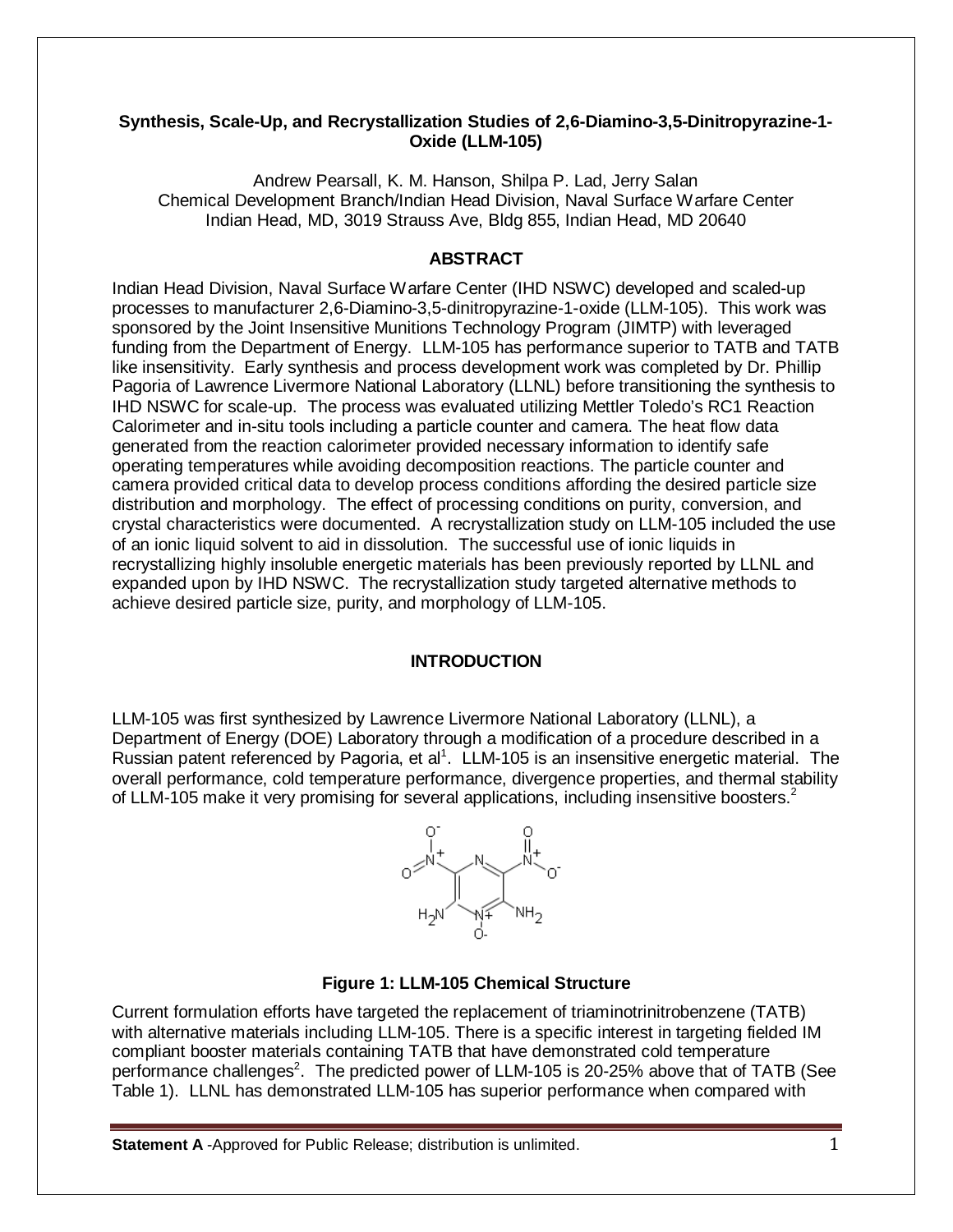# Synthesis, Scale-Up, and Recrystallization Studies of 2,6-Diamino-3,5-Dinitropyrazine-1-Oxide (LLM-105)

Andrew Pearsall, K. M. Hanson, Shilpa P. Lad, Jerry Salan
Chemical Development Branch/Indian Head Division, Naval Surface Warfare Center
Indian Head, MD, 3019 Strauss Ave, Bldg 855, Indian Head, MD 20640

## ABSTRACT

Indian Head Division, Naval Surface Warfare Center (IHD NSWC) developed and scaled-up processes to manufacturer 2,6-Diamino-3,5-dinitropyrazine-1-oxide (LLM-105). This work was sponsored by the Joint Insensitive Munitions Technology Program (JIMTP) with leveraged funding from the Department of Energy. LLM-105 has performance superior to TATB and TATB like insensitivity. Early synthesis and process development work was completed by Dr. Phillip Pagoria of Lawrence Livermore National Laboratory (LLNL) before transitioning the synthesis to IHD NSWC for scale-up. The process was evaluated utilizing Mettler Toledo's RC1 Reaction Calorimeter and in-situ tools including a particle counter and camera. The heat flow data generated from the reaction calorimeter provided necessary information to identify safe operating temperatures while avoiding decomposition reactions. The particle counter and camera provided critical data to develop process conditions affording the desired particle size distribution and morphology. The effect of processing conditions on purity, conversion, and crystal characteristics were documented. A recrystallization study on LLM-105 included the use of an ionic liquid solvent to aid in dissolution. The successful use of ionic liquids in recrystallizing highly insoluble energetic materials has been previously reported by LLNL and expanded upon by IHD NSWC. The recrystallization study targeted alternative methods to achieve desired particle size, purity, and morphology of LLM-105.

## INTRODUCTION

LLM-105 was first synthesized by Lawrence Livermore National Laboratory (LLNL), a Department of Energy (DOE) Laboratory through a modification of a procedure described in a Russian patent referenced by Pagoria, et al[1]. LLM-105 is an insensitive energetic material. The overall performance, cold temperature performance, divergence properties, and thermal stability of LLM-105 make it very promising for several applications, including insensitive boosters.[2]

**Figure 1: LLM-105 Chemical Structure**

Current formulation efforts have targeted the replacement of triaminotrinitrobenzene (TATB) with alternative materials including LLM-105. There is a specific interest in targeting fielded IM compliant booster materials containing TATB that have demonstrated cold temperature performance challenges[2]. The predicted power of LLM-105 is 20-25% above that of TATB (See Table 1). LLNL has demonstrated LLM-105 has superior performance when compared with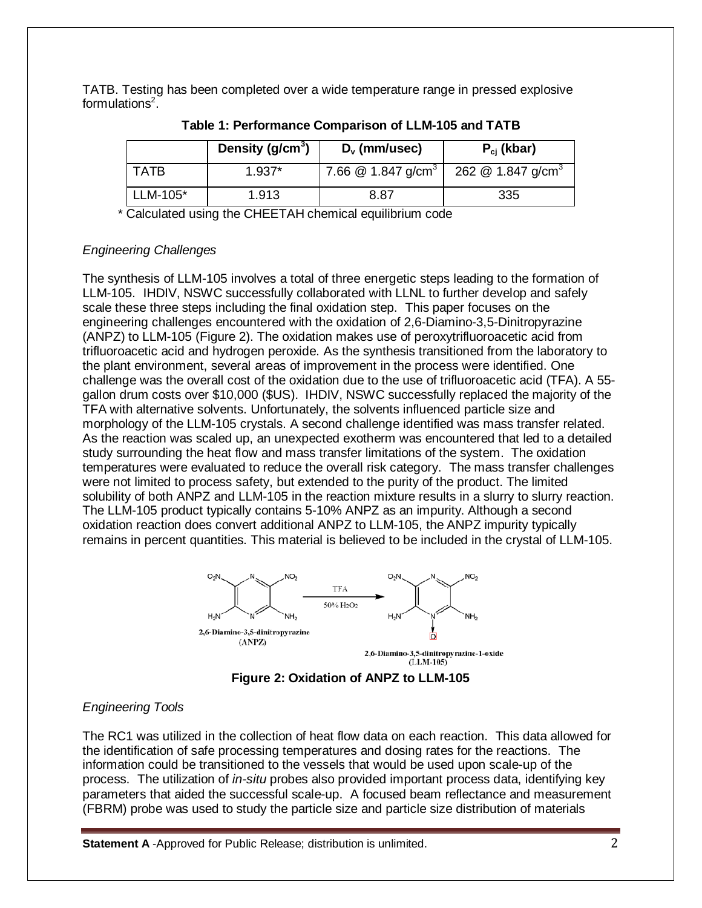TATB. Testing has been completed over a wide temperature range in pressed explosive formulations[2].

**Table 1: Performance Comparison of LLM-105 and TATB**

| | Density ($g/cm^3$) | $D_v$ (mm/usec) | $P_{cj}$ (kbar) |
|---|---|---|---|
| TATB | 1.937* | 7.66 @ 1.847 $g/cm^3$ | 262 @ 1.847 $g/cm^3$ |
| LLM-105* | 1.913 | 8.87 | 335 |

\* Calculated using the CHEETAH chemical equilibrium code

*Engineering Challenges*

The synthesis of LLM-105 involves a total of three energetic steps leading to the formation of LLM-105. IHDIV, NSWC successfully collaborated with LLNL to further develop and safely scale these three steps including the final oxidation step. This paper focuses on the engineering challenges encountered with the oxidation of 2,6-Diamino-3,5-Dinitropyrazine (ANPZ) to LLM-105 (Figure 2). The oxidation makes use of peroxytrifluoroacetic acid from trifluoroacetic acid and hydrogen peroxide. As the synthesis transitioned from the laboratory to the plant environment, several areas of improvement in the process were identified. One challenge was the overall cost of the oxidation due to the use of trifluoroacetic acid (TFA). A 55-gallon drum costs over $10,000 ($US). IHDIV, NSWC successfully replaced the majority of the TFA with alternative solvents. Unfortunately, the solvents influenced particle size and morphology of the LLM-105 crystals. A second challenge identified was mass transfer related. As the reaction was scaled up, an unexpected exotherm was encountered that led to a detailed study surrounding the heat flow and mass transfer limitations of the system. The oxidation temperatures were evaluated to reduce the overall risk category. The mass transfer challenges were not limited to process safety, but extended to the purity of the product. The limited solubility of both ANPZ and LLM-105 in the reaction mixture results in a slurry to slurry reaction. The LLM-105 product typically contains 5-10% ANPZ as an impurity. Although a second oxidation reaction does convert additional ANPZ to LLM-105, the ANPZ impurity typically remains in percent quantities. This material is believed to be included in the crystal of LLM-105.

2,6-Diamino-3,5-dinitropyrazine (ANPZ) → (TFA, 50% $H_2O_2$) → 2,6-Diamino-3,5-dinitropyrazine-1-oxide (LLM-105)

**Figure 2: Oxidation of ANPZ to LLM-105**

*Engineering Tools*

The RC1 was utilized in the collection of heat flow data on each reaction. This data allowed for the identification of safe processing temperatures and dosing rates for the reactions. The information could be transitioned to the vessels that would be used upon scale-up of the process. The utilization of *in-situ* probes also provided important process data, identifying key parameters that aided the successful scale-up. A focused beam reflectance and measurement (FBRM) probe was used to study the particle size and particle size distribution of materials

**Statement A** -Approved for Public Release; distribution is unlimited.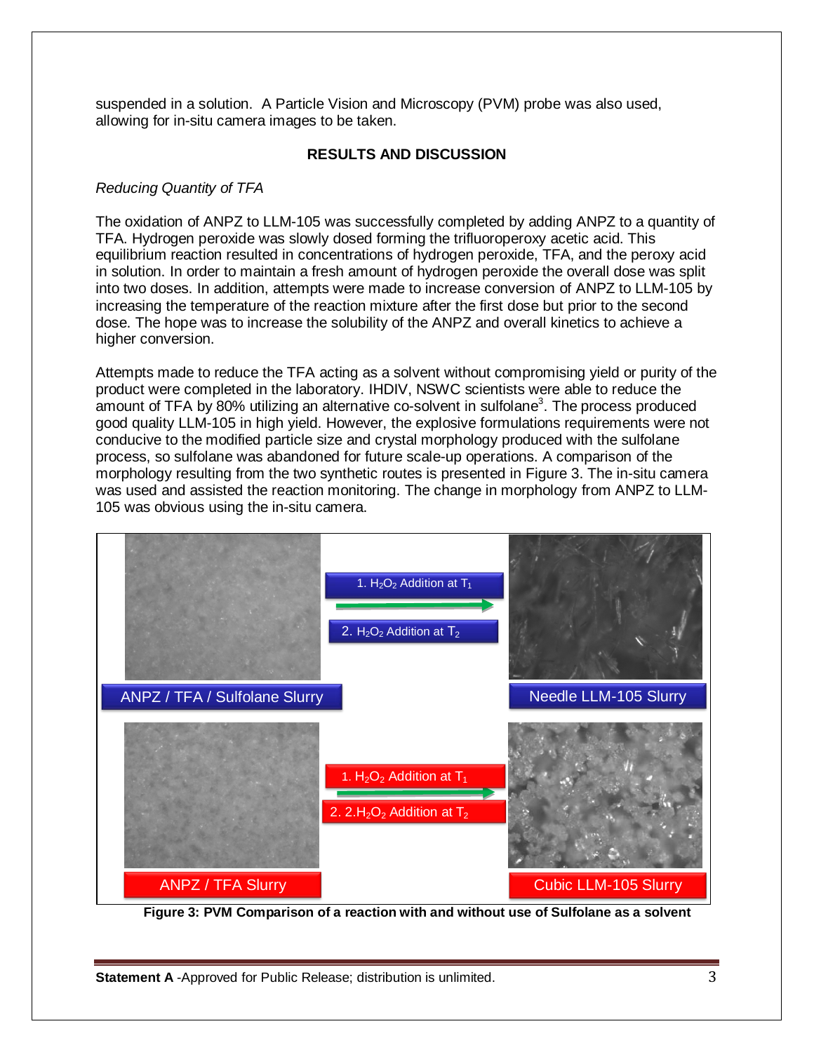suspended in a solution. A Particle Vision and Microscopy (PVM) probe was also used, allowing for in-situ camera images to be taken.

## RESULTS AND DISCUSSION

*Reducing Quantity of TFA*

The oxidation of ANPZ to LLM-105 was successfully completed by adding ANPZ to a quantity of TFA. Hydrogen peroxide was slowly dosed forming the trifluoroperoxy acetic acid. This equilibrium reaction resulted in concentrations of hydrogen peroxide, TFA, and the peroxy acid in solution. In order to maintain a fresh amount of hydrogen peroxide the overall dose was split into two doses. In addition, attempts were made to increase conversion of ANPZ to LLM-105 by increasing the temperature of the reaction mixture after the first dose but prior to the second dose. The hope was to increase the solubility of the ANPZ and overall kinetics to achieve a higher conversion.

Attempts made to reduce the TFA acting as a solvent without compromising yield or purity of the product were completed in the laboratory. IHDIV, NSWC scientists were able to reduce the amount of TFA by 80% utilizing an alternative co-solvent in sulfolane[3]. The process produced good quality LLM-105 in high yield. However, the explosive formulations requirements were not conducive to the modified particle size and crystal morphology produced with the sulfolane process, so sulfolane was abandoned for future scale-up operations. A comparison of the morphology resulting from the two synthetic routes is presented in Figure 3. The in-situ camera was used and assisted the reaction monitoring. The change in morphology from ANPZ to LLM-105 was obvious using the in-situ camera.

ANPZ / TFA / Sulfolane Slurry → 1. $H_2O_2$ Addition at $T_1$ / 2. $H_2O_2$ Addition at $T_2$ → Needle LLM-105 Slurry

ANPZ / TFA Slurry → 1. $H_2O_2$ Addition at $T_1$ / 2. 2.$H_2O_2$ Addition at $T_2$ → Cubic LLM-105 Slurry

**Figure 3: PVM Comparison of a reaction with and without use of Sulfolane as a solvent**

**Statement A** -Approved for Public Release; distribution is unlimited.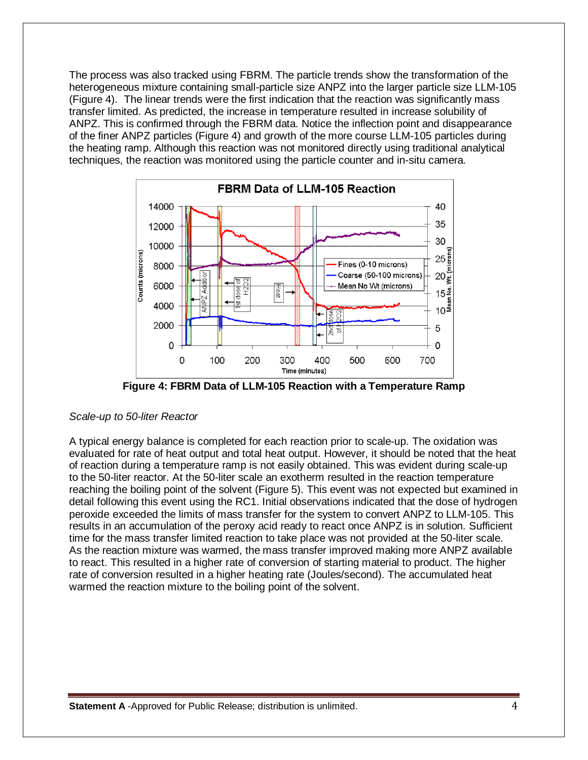The process was also tracked using FBRM. The particle trends show the transformation of the heterogeneous mixture containing small-particle size ANPZ into the larger particle size LLM-105 (Figure 4). The linear trends were the first indication that the reaction was significantly mass transfer limited. As predicted, the increase in temperature resulted in increase solubility of ANPZ. This is confirmed through the FBRM data. Notice the inflection point and disappearance of the finer ANPZ particles (Figure 4) and growth of the more course LLM-105 particles during the heating ramp. Although this reaction was not monitored directly using traditional analytical techniques, the reaction was monitored using the particle counter and in-situ camera.

**Figure 4: FBRM Data of LLM-105 Reaction with a Temperature Ramp**

*Scale-up to 50-liter Reactor*

A typical energy balance is completed for each reaction prior to scale-up. The oxidation was evaluated for rate of heat output and total heat output. However, it should be noted that the heat of reaction during a temperature ramp is not easily obtained. This was evident during scale-up to the 50-liter reactor. At the 50-liter scale an exotherm resulted in the reaction temperature reaching the boiling point of the solvent (Figure 5). This event was not expected but examined in detail following this event using the RC1. Initial observations indicated that the dose of hydrogen peroxide exceeded the limits of mass transfer for the system to convert ANPZ to LLM-105. This results in an accumulation of the peroxy acid ready to react once ANPZ is in solution. Sufficient time for the mass transfer limited reaction to take place was not provided at the 50-liter scale. As the reaction mixture was warmed, the mass transfer improved making more ANPZ available to react. This resulted in a higher rate of conversion of starting material to product. The higher rate of conversion resulted in a higher heating rate (Joules/second). The accumulated heat warmed the reaction mixture to the boiling point of the solvent.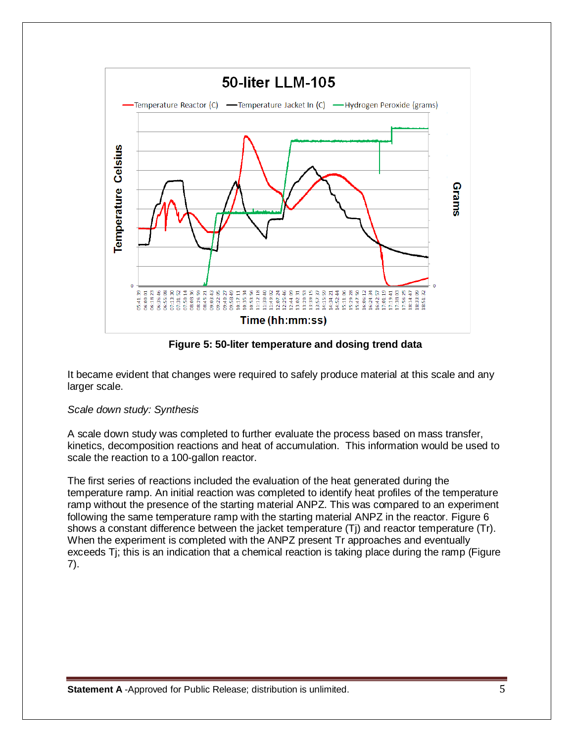**Figure 5: 50-liter temperature and dosing trend data**

It became evident that changes were required to safely produce material at this scale and any larger scale.

*Scale down study: Synthesis*

A scale down study was completed to further evaluate the process based on mass transfer, kinetics, decomposition reactions and heat of accumulation. This information would be used to scale the reaction to a 100-gallon reactor.

The first series of reactions included the evaluation of the heat generated during the temperature ramp. An initial reaction was completed to identify heat profiles of the temperature ramp without the presence of the starting material ANPZ. This was compared to an experiment following the same temperature ramp with the starting material ANPZ in the reactor. Figure 6 shows a constant difference between the jacket temperature (Tj) and reactor temperature (Tr). When the experiment is completed with the ANPZ present Tr approaches and eventually exceeds Tj; this is an indication that a chemical reaction is taking place during the ramp (Figure 7).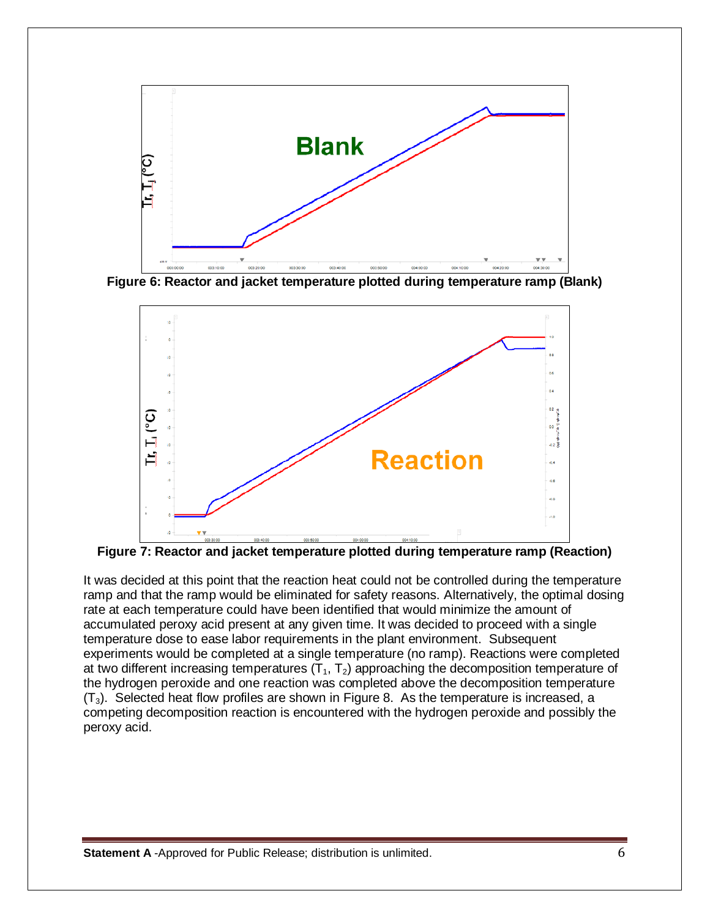Figure 6: Reactor and jacket temperature plotted during temperature ramp (Blank)

Figure 7: Reactor and jacket temperature plotted during temperature ramp (Reaction)

It was decided at this point that the reaction heat could not be controlled during the temperature ramp and that the ramp would be eliminated for safety reasons. Alternatively, the optimal dosing rate at each temperature could have been identified that would minimize the amount of accumulated peroxy acid present at any given time. It was decided to proceed with a single temperature dose to ease labor requirements in the plant environment. Subsequent experiments would be completed at a single temperature (no ramp). Reactions were completed at two different increasing temperatures ($T_1$, $T_2$) approaching the decomposition temperature of the hydrogen peroxide and one reaction was completed above the decomposition temperature ($T_3$). Selected heat flow profiles are shown in Figure 8. As the temperature is increased, a competing decomposition reaction is encountered with the hydrogen peroxide and possibly the peroxy acid.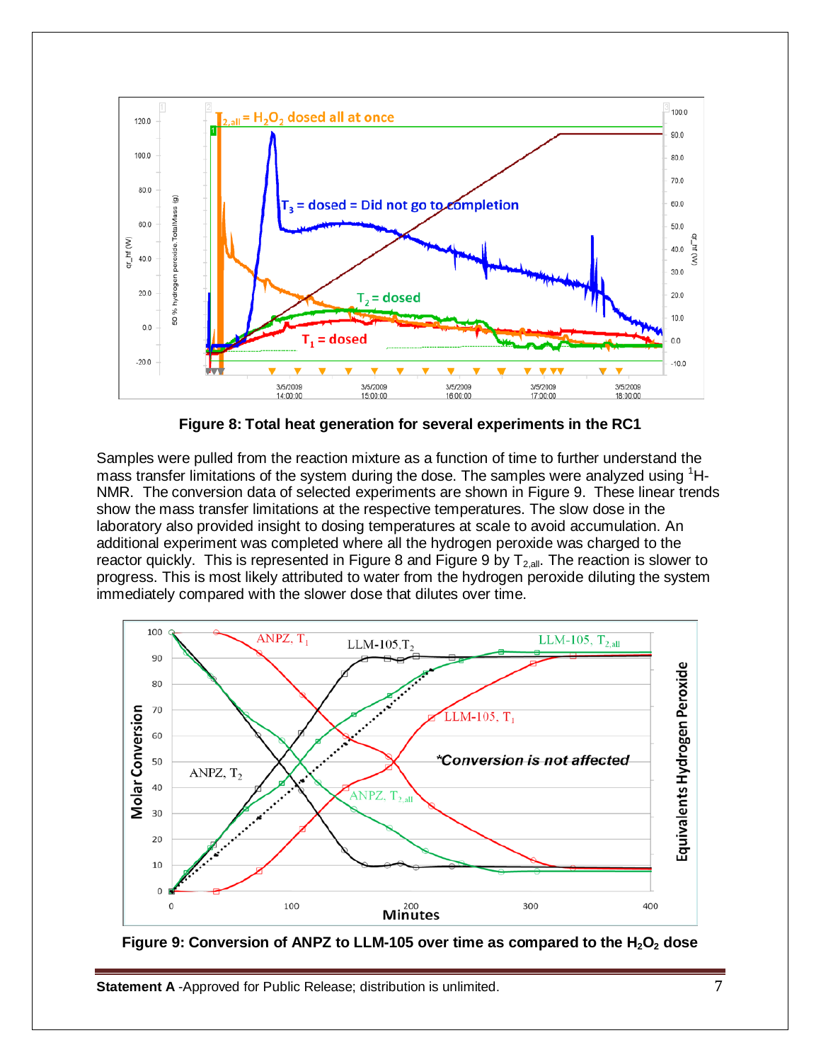**Figure 8: Total heat generation for several experiments in the RC1**

Samples were pulled from the reaction mixture as a function of time to further understand the mass transfer limitations of the system during the dose. The samples were analyzed using [1]H-NMR. The conversion data of selected experiments are shown in Figure 9. These linear trends show the mass transfer limitations at the respective temperatures. The slow dose in the laboratory also provided insight to dosing temperatures at scale to avoid accumulation. An additional experiment was completed where all the hydrogen peroxide was charged to the reactor quickly. This is represented in Figure 8 and Figure 9 by $T_{2,all}$. The reaction is slower to progress. This is most likely attributed to water from the hydrogen peroxide diluting the system immediately compared with the slower dose that dilutes over time.

**Figure 9: Conversion of ANPZ to LLM-105 over time as compared to the $H_2O_2$ dose**

**Statement A** -Approved for Public Release; distribution is unlimited.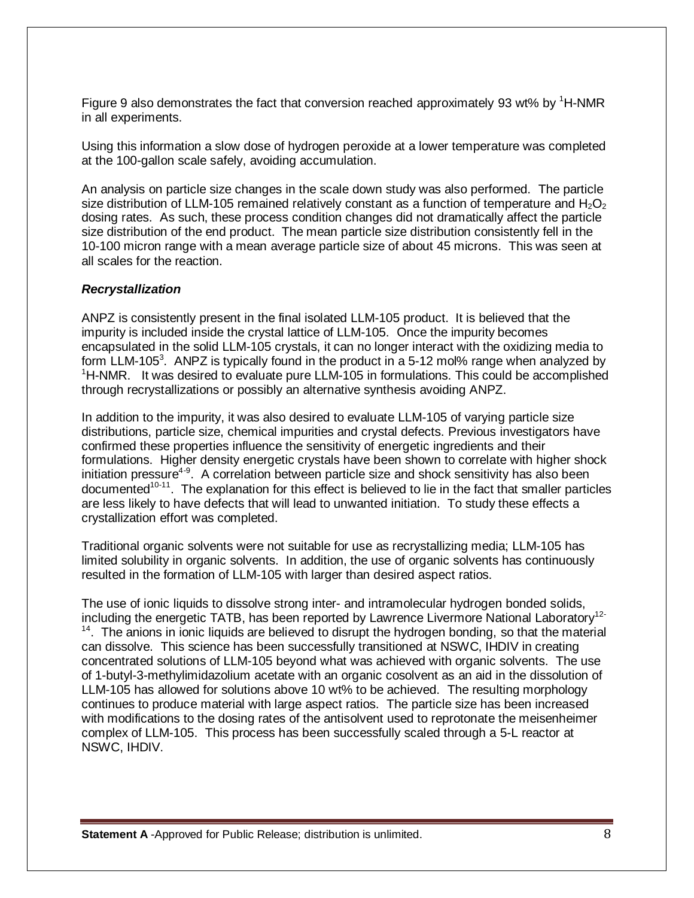Figure 9 also demonstrates the fact that conversion reached approximately 93 wt% by $^1$H-NMR in all experiments.

Using this information a slow dose of hydrogen peroxide at a lower temperature was completed at the 100-gallon scale safely, avoiding accumulation.

An analysis on particle size changes in the scale down study was also performed. The particle size distribution of LLM-105 remained relatively constant as a function of temperature and $H_2O_2$ dosing rates. As such, these process condition changes did not dramatically affect the particle size distribution of the end product. The mean particle size distribution consistently fell in the 10-100 micron range with a mean average particle size of about 45 microns. This was seen at all scales for the reaction.

### ***Recrystallization***

ANPZ is consistently present in the final isolated LLM-105 product. It is believed that the impurity is included inside the crystal lattice of LLM-105. Once the impurity becomes encapsulated in the solid LLM-105 crystals, it can no longer interact with the oxidizing media to form LLM-105[3]. ANPZ is typically found in the product in a 5-12 mol% range when analyzed by $^1$H-NMR. It was desired to evaluate pure LLM-105 in formulations. This could be accomplished through recrystallizations or possibly an alternative synthesis avoiding ANPZ.

In addition to the impurity, it was also desired to evaluate LLM-105 of varying particle size distributions, particle size, chemical impurities and crystal defects. Previous investigators have confirmed these properties influence the sensitivity of energetic ingredients and their formulations. Higher density energetic crystals have been shown to correlate with higher shock initiation pressure[4-9]. A correlation between particle size and shock sensitivity has also been documented[10-11]. The explanation for this effect is believed to lie in the fact that smaller particles are less likely to have defects that will lead to unwanted initiation. To study these effects a crystallization effort was completed.

Traditional organic solvents were not suitable for use as recrystallizing media; LLM-105 has limited solubility in organic solvents. In addition, the use of organic solvents has continuously resulted in the formation of LLM-105 with larger than desired aspect ratios.

The use of ionic liquids to dissolve strong inter- and intramolecular hydrogen bonded solids, including the energetic TATB, has been reported by Lawrence Livermore National Laboratory[12-14]. The anions in ionic liquids are believed to disrupt the hydrogen bonding, so that the material can dissolve. This science has been successfully transitioned at NSWC, IHDIV in creating concentrated solutions of LLM-105 beyond what was achieved with organic solvents. The use of 1-butyl-3-methylimidazolium acetate with an organic cosolvent as an aid in the dissolution of LLM-105 has allowed for solutions above 10 wt% to be achieved. The resulting morphology continues to produce material with large aspect ratios. The particle size has been increased with modifications to the dosing rates of the antisolvent used to reprotonate the meisenheimer complex of LLM-105. This process has been successfully scaled through a 5-L reactor at NSWC, IHDIV.

**Statement A** -Approved for Public Release; distribution is unlimited.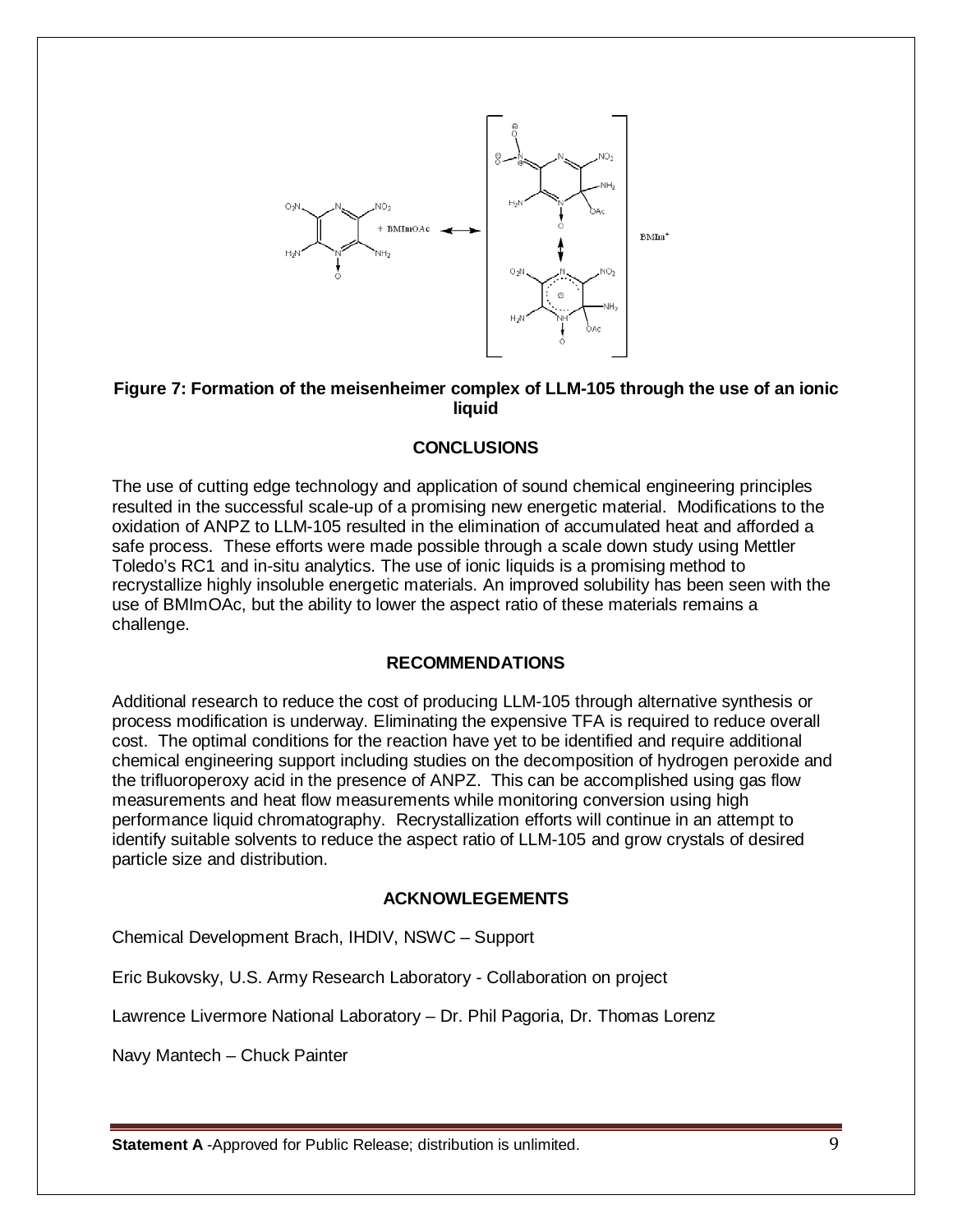**Figure 7: Formation of the meisenheimer complex of LLM-105 through the use of an ionic liquid**

## CONCLUSIONS

The use of cutting edge technology and application of sound chemical engineering principles resulted in the successful scale-up of a promising new energetic material. Modifications to the oxidation of ANPZ to LLM-105 resulted in the elimination of accumulated heat and afforded a safe process. These efforts were made possible through a scale down study using Mettler Toledo's RC1 and in-situ analytics. The use of ionic liquids is a promising method to recrystallize highly insoluble energetic materials. An improved solubility has been seen with the use of BMImOAc, but the ability to lower the aspect ratio of these materials remains a challenge.

## RECOMMENDATIONS

Additional research to reduce the cost of producing LLM-105 through alternative synthesis or process modification is underway. Eliminating the expensive TFA is required to reduce overall cost. The optimal conditions for the reaction have yet to be identified and require additional chemical engineering support including studies on the decomposition of hydrogen peroxide and the trifluoroperoxy acid in the presence of ANPZ. This can be accomplished using gas flow measurements and heat flow measurements while monitoring conversion using high performance liquid chromatography. Recrystallization efforts will continue in an attempt to identify suitable solvents to reduce the aspect ratio of LLM-105 and grow crystals of desired particle size and distribution.

## ACKNOWLEGEMENTS

Chemical Development Brach, IHDIV, NSWC – Support

Eric Bukovsky, U.S. Army Research Laboratory - Collaboration on project

Lawrence Livermore National Laboratory – Dr. Phil Pagoria, Dr. Thomas Lorenz

Navy Mantech – Chuck Painter

**Statement A** -Approved for Public Release; distribution is unlimited.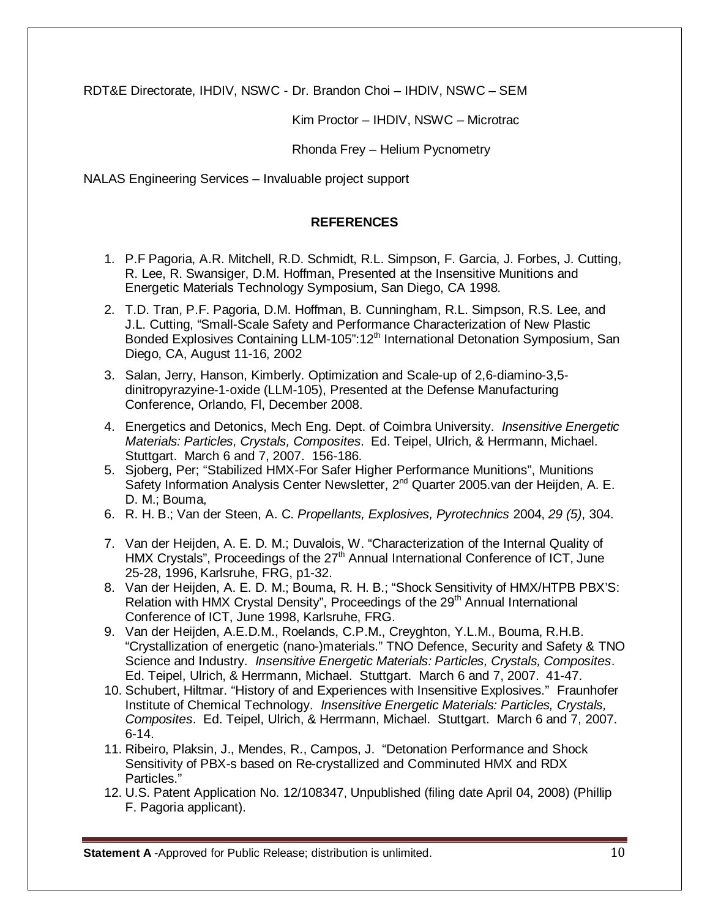RDT&E Directorate, IHDIV, NSWC - Dr. Brandon Choi – IHDIV, NSWC – SEM

Kim Proctor – IHDIV, NSWC – Microtrac

Rhonda Frey – Helium Pycnometry

NALAS Engineering Services – Invaluable project support

**REFERENCES**

1. P.F Pagoria, A.R. Mitchell, R.D. Schmidt, R.L. Simpson, F. Garcia, J. Forbes, J. Cutting, R. Lee, R. Swansiger, D.M. Hoffman, Presented at the Insensitive Munitions and Energetic Materials Technology Symposium, San Diego, CA 1998.
2. T.D. Tran, P.F. Pagoria, D.M. Hoffman, B. Cunningham, R.L. Simpson, R.S. Lee, and J.L. Cutting, "Small-Scale Safety and Performance Characterization of New Plastic Bonded Explosives Containing LLM-105":12th International Detonation Symposium, San Diego, CA, August 11-16, 2002
3. Salan, Jerry, Hanson, Kimberly. Optimization and Scale-up of 2,6-diamino-3,5-dinitropyrazyine-1-oxide (LLM-105), Presented at the Defense Manufacturing Conference, Orlando, Fl, December 2008.
4. Energetics and Detonics, Mech Eng. Dept. of Coimbra University. *Insensitive Energetic Materials: Particles, Crystals, Composites*. Ed. Teipel, Ulrich, & Herrmann, Michael. Stuttgart. March 6 and 7, 2007. 156-186.
5. Sjoberg, Per; "Stabilized HMX-For Safer Higher Performance Munitions", Munitions Safety Information Analysis Center Newsletter, 2nd Quarter 2005.van der Heijden, A. E. D. M.; Bouma,
6. R. H. B.; Van der Steen, A. C. *Propellants, Explosives, Pyrotechnics* 2004, *29 (5)*, 304.
7. Van der Heijden, A. E. D. M.; Duvalois, W. "Characterization of the Internal Quality of HMX Crystals", Proceedings of the 27th Annual International Conference of ICT, June 25-28, 1996, Karlsruhe, FRG, p1-32.
8. Van der Heijden, A. E. D. M.; Bouma, R. H. B.; "Shock Sensitivity of HMX/HTPB PBX'S: Relation with HMX Crystal Density", Proceedings of the 29th Annual International Conference of ICT, June 1998, Karlsruhe, FRG.
9. Van der Heijden, A.E.D.M., Roelands, C.P.M., Creyghton, Y.L.M., Bouma, R.H.B. "Crystallization of energetic (nano-)materials." TNO Defence, Security and Safety & TNO Science and Industry. *Insensitive Energetic Materials: Particles, Crystals, Composites*. Ed. Teipel, Ulrich, & Herrmann, Michael. Stuttgart. March 6 and 7, 2007. 41-47.
10. Schubert, Hiltmar. "History of and Experiences with Insensitive Explosives." Fraunhofer Institute of Chemical Technology. *Insensitive Energetic Materials: Particles, Crystals, Composites*. Ed. Teipel, Ulrich, & Herrmann, Michael. Stuttgart. March 6 and 7, 2007. 6-14.
11. Ribeiro, Plaksin, J., Mendes, R., Campos, J. "Detonation Performance and Shock Sensitivity of PBX-s based on Re-crystallized and Comminuted HMX and RDX Particles."
12. U.S. Patent Application No. 12/108347, Unpublished (filing date April 04, 2008) (Phillip F. Pagoria applicant).

**Statement A** -Approved for Public Release; distribution is unlimited.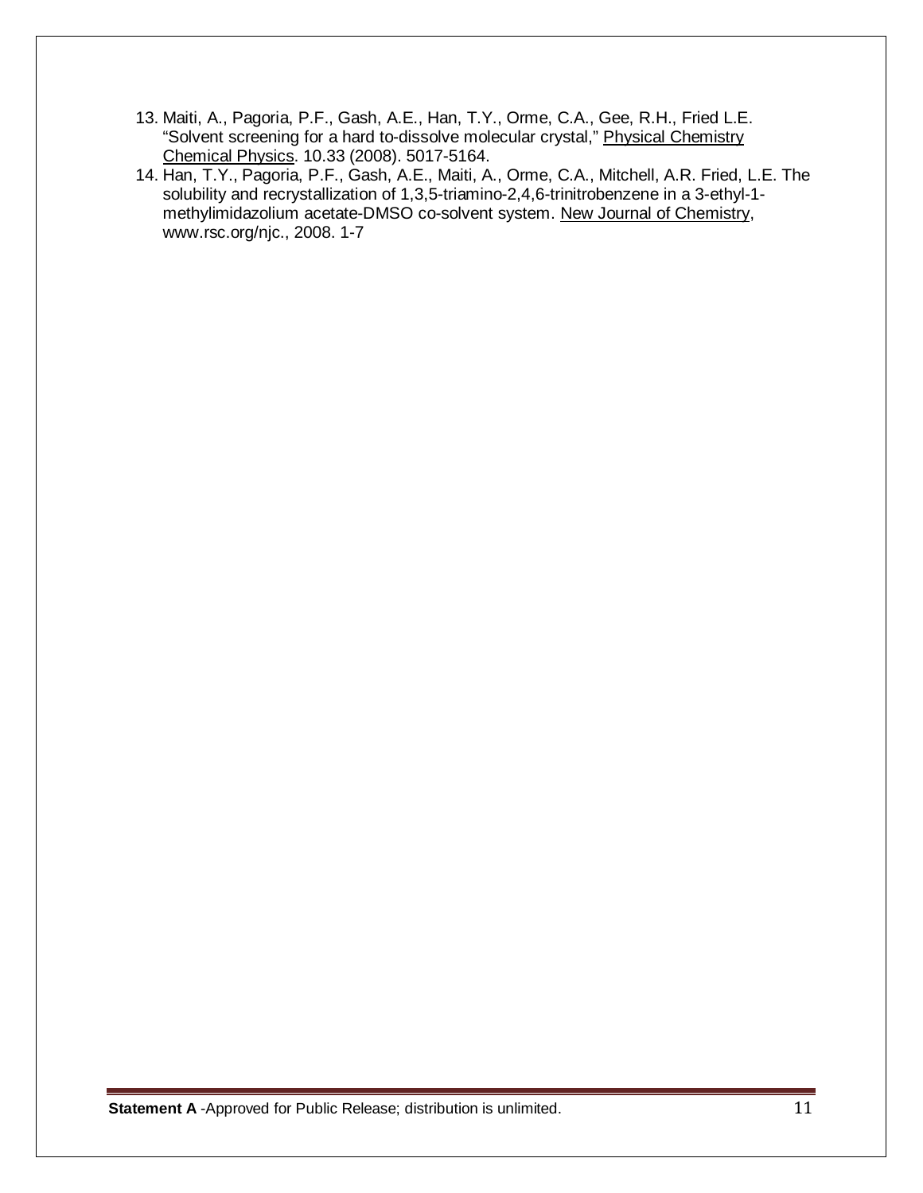13. Maiti, A., Pagoria, P.F., Gash, A.E., Han, T.Y., Orme, C.A., Gee, R.H., Fried L.E. "Solvent screening for a hard to-dissolve molecular crystal," Physical Chemistry Chemical Physics. 10.33 (2008). 5017-5164.
14. Han, T.Y., Pagoria, P.F., Gash, A.E., Maiti, A., Orme, C.A., Mitchell, A.R. Fried, L.E. The solubility and recrystallization of 1,3,5-triamino-2,4,6-trinitrobenzene in a 3-ethyl-1-methylimidazolium acetate-DMSO co-solvent system. New Journal of Chemistry, www.rsc.org/njc., 2008. 1-7

**Statement A** -Approved for Public Release; distribution is unlimited.